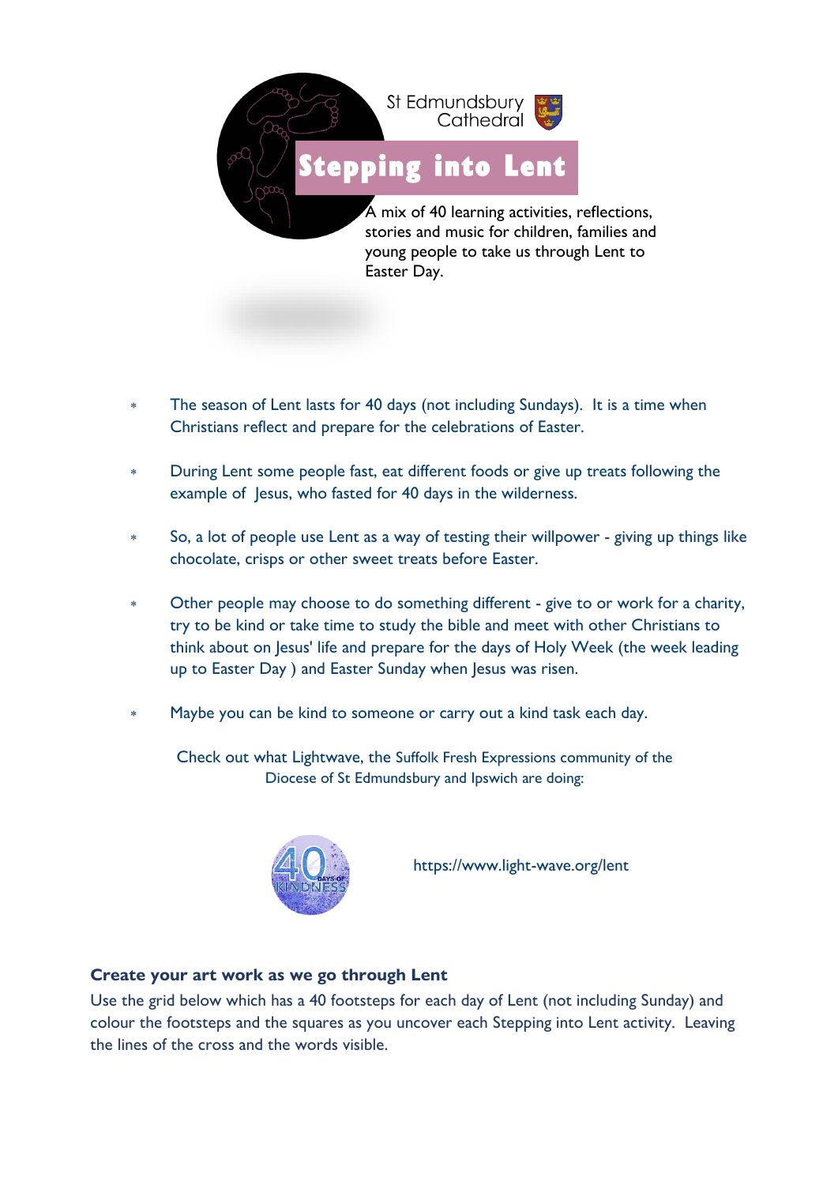St Edmundsbury Cathedral

# Stepping into Lent

A mix of 40 learning activities, reflections, stories and music for children, families and young people to take us through Lent to Easter Day.

- The season of Lent lasts for 40 days (not including Sundays). It is a time when Christians reflect and prepare for the celebrations of Easter.
- During Lent some people fast, eat different foods or give up treats following the example of Jesus, who fasted for 40 days in the wilderness.
- So, a lot of people use Lent as a way of testing their willpower - giving up things like chocolate, crisps or other sweet treats before Easter.
- Other people may choose to do something different - give to or work for a charity, try to be kind or take time to study the bible and meet with other Christians to think about on Jesus' life and prepare for the days of Holy Week (the week leading up to Easter Day ) and Easter Sunday when Jesus was risen.
- Maybe you can be kind to someone or carry out a kind task each day.

Check out what Lightwave, the Suffolk Fresh Expressions community of the Diocese of St Edmundsbury and Ipswich are doing:

40 DAYS OF KINDNESS

https://www.light-wave.org/lent

### Create your art work as we go through Lent

Use the grid below which has a 40 footsteps for each day of Lent (not including Sunday) and colour the footsteps and the squares as you uncover each Stepping into Lent activity. Leaving the lines of the cross and the words visible.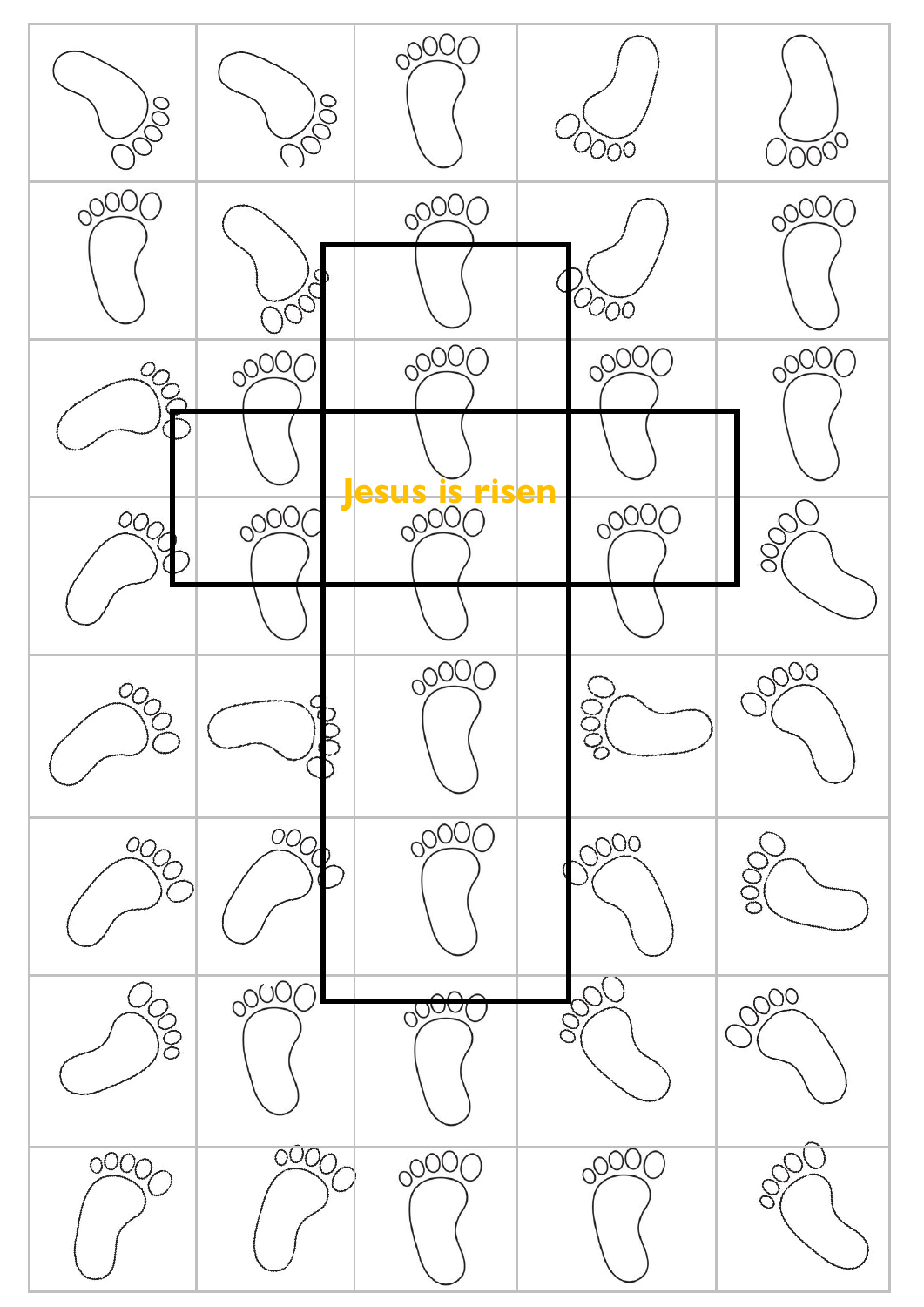Jesus is risen